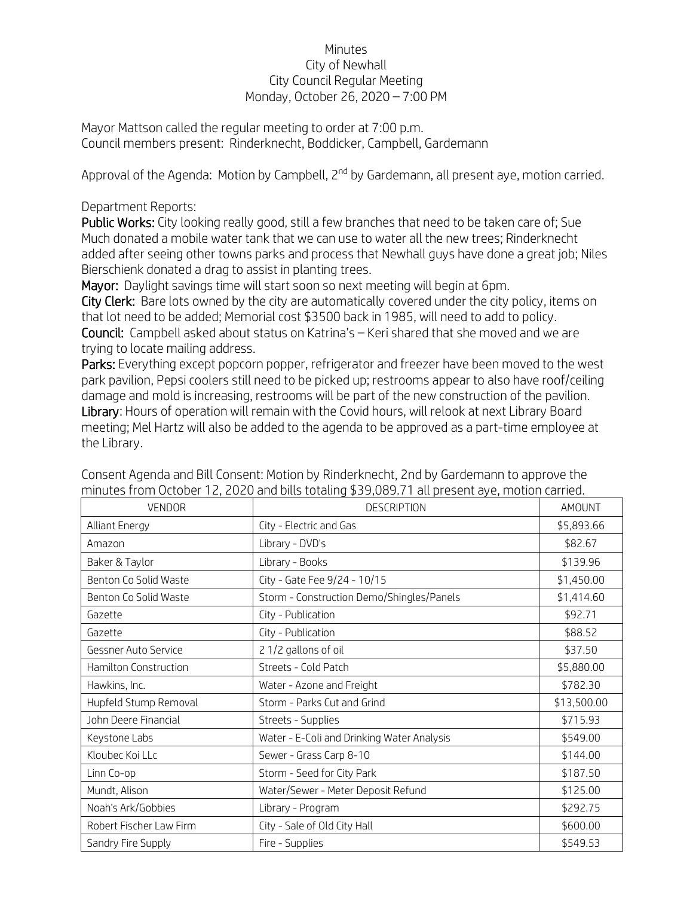# Minutes
## City of Newhall
## City Council Regular Meeting
## Monday, October 26, 2020 – 7:00 PM

Mayor Mattson called the regular meeting to order at 7:00 p.m.
Council members present: Rinderknecht, Boddicker, Campbell, Gardemann

Approval of the Agenda: Motion by Campbell, 2nd by Gardemann, all present aye, motion carried.

Department Reports:

**Public Works:** City looking really good, still a few branches that need to be taken care of; Sue Much donated a mobile water tank that we can use to water all the new trees; Rinderknecht added after seeing other towns parks and process that Newhall guys have done a great job; Niles Bierschienk donated a drag to assist in planting trees.

**Mayor:** Daylight savings time will start soon so next meeting will begin at 6pm.

**City Clerk:** Bare lots owned by the city are automatically covered under the city policy, items on that lot need to be added; Memorial cost $3500 back in 1985, will need to add to policy.

**Council:** Campbell asked about status on Katrina's – Keri shared that she moved and we are trying to locate mailing address.

**Parks:** Everything except popcorn popper, refrigerator and freezer have been moved to the west park pavilion, Pepsi coolers still need to be picked up; restrooms appear to also have roof/ceiling damage and mold is increasing, restrooms will be part of the new construction of the pavilion.

**Library**: Hours of operation will remain with the Covid hours, will relook at next Library Board meeting; Mel Hartz will also be added to the agenda to be approved as a part-time employee at the Library.

Consent Agenda and Bill Consent: Motion by Rinderknecht, 2nd by Gardemann to approve the minutes from October 12, 2020 and bills totaling $39,089.71 all present aye, motion carried.

| VENDOR | DESCRIPTION | AMOUNT |
|---|---|---|
| Alliant Energy | City - Electric and Gas | $5,893.66 |
| Amazon | Library - DVD's | $82.67 |
| Baker & Taylor | Library - Books | $139.96 |
| Benton Co Solid Waste | City - Gate Fee 9/24 - 10/15 | $1,450.00 |
| Benton Co Solid Waste | Storm - Construction Demo/Shingles/Panels | $1,414.60 |
| Gazette | City - Publication | $92.71 |
| Gazette | City - Publication | $88.52 |
| Gessner Auto Service | 2 1/2 gallons of oil | $37.50 |
| Hamilton Construction | Streets - Cold Patch | $5,880.00 |
| Hawkins, Inc. | Water - Azone and Freight | $782.30 |
| Hupfeld Stump Removal | Storm - Parks Cut and Grind | $13,500.00 |
| John Deere Financial | Streets - Supplies | $715.93 |
| Keystone Labs | Water - E-Coli and Drinking Water Analysis | $549.00 |
| Kloubec Koi LLc | Sewer - Grass Carp 8-10 | $144.00 |
| Linn Co-op | Storm - Seed for City Park | $187.50 |
| Mundt, Alison | Water/Sewer - Meter Deposit Refund | $125.00 |
| Noah's Ark/Gobbies | Library - Program | $292.75 |
| Robert Fischer Law Firm | City - Sale of Old City Hall | $600.00 |
| Sandry Fire Supply | Fire - Supplies | $549.53 |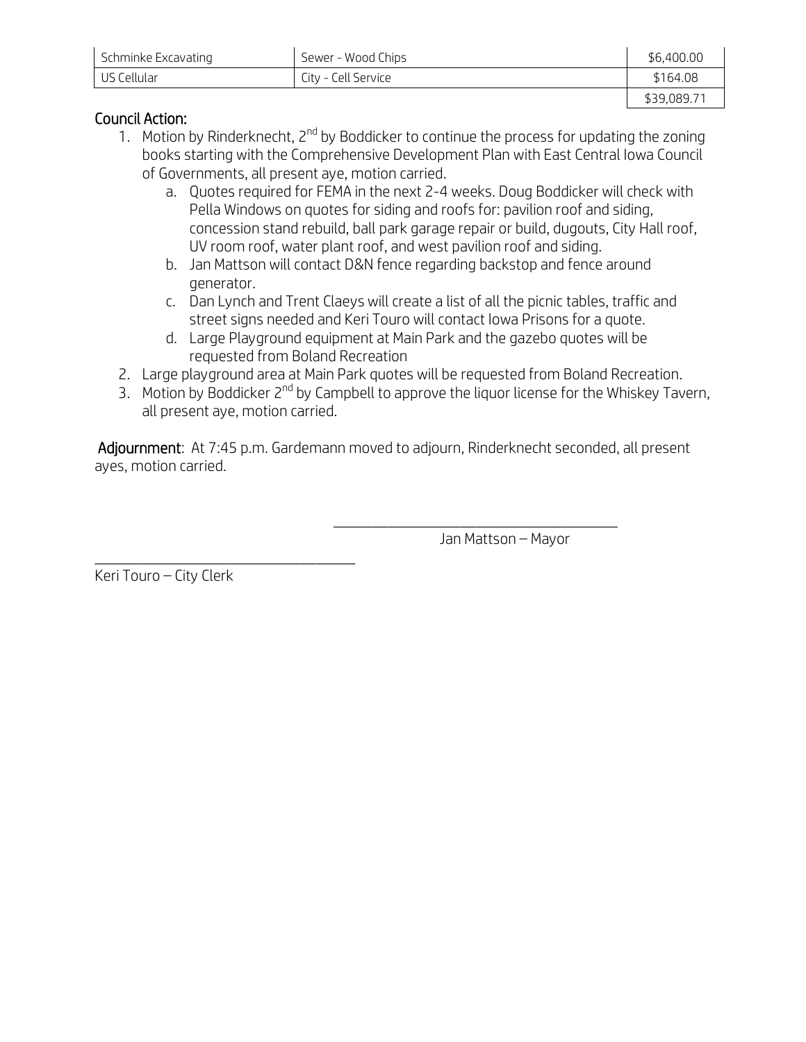| | | |
|---|---|---|
| Schminke Excavating | Sewer - Wood Chips | $6,400.00 |
| US Cellular | City - Cell Service | $164.08 |
| | | $39,089.71 |

**Council Action:**

1. Motion by Rinderknecht, 2nd by Boddicker to continue the process for updating the zoning books starting with the Comprehensive Development Plan with East Central Iowa Council of Governments, all present aye, motion carried.
   a. Quotes required for FEMA in the next 2-4 weeks. Doug Boddicker will check with Pella Windows on quotes for siding and roofs for: pavilion roof and siding, concession stand rebuild, ball park garage repair or build, dugouts, City Hall roof, UV room roof, water plant roof, and west pavilion roof and siding.
   b. Jan Mattson will contact D&N fence regarding backstop and fence around generator.
   c. Dan Lynch and Trent Claeys will create a list of all the picnic tables, traffic and street signs needed and Keri Touro will contact Iowa Prisons for a quote.
   d. Large Playground equipment at Main Park and the gazebo quotes will be requested from Boland Recreation
2. Large playground area at Main Park quotes will be requested from Boland Recreation.
3. Motion by Boddicker 2nd by Campbell to approve the liquor license for the Whiskey Tavern, all present aye, motion carried.

**Adjournment**: At 7:45 p.m. Gardemann moved to adjourn, Rinderknecht seconded, all present ayes, motion carried.

\_\_\_\_\_\_\_\_\_\_\_\_\_\_\_\_\_\_\_\_\_\_\_\_\_\_\_\_\_\_\_\_\_\_\_\_\_\_

Jan Mattson – Mayor

\_\_\_\_\_\_\_\_\_\_\_\_\_\_\_\_\_\_\_\_\_\_\_\_\_\_\_\_\_\_\_\_\_\_\_\_\_\_

Keri Touro – City Clerk